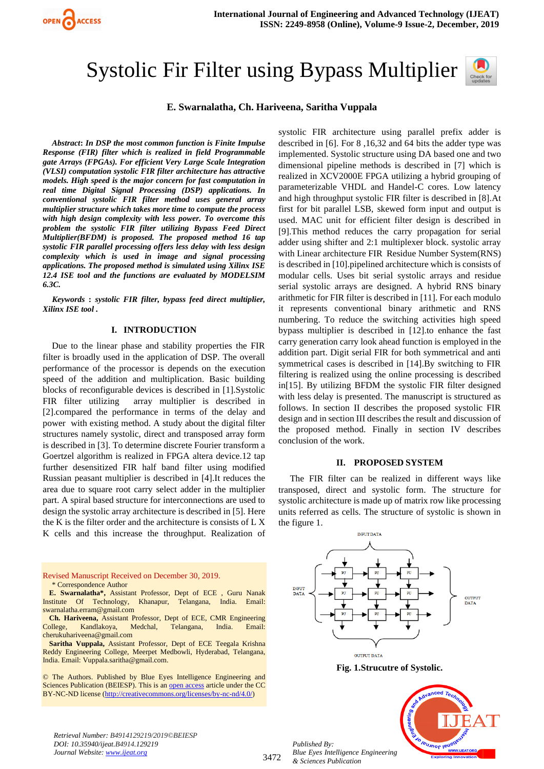# Systolic Fir Filter using Bypass Multiplier

**E. Swarnalatha, Ch. Hariveena, Saritha Vuppala**

***Abstract**: In DSP the most common function is Finite Impulse Response (FIR) filter which is realized in field Programmable gate Arrays (FPGAs). For efficient Very Large Scale Integration (VLSI) computation systolic FIR filter architecture has attractive models. High speed is the major concern for fast computation in real time Digital Signal Processing (DSP) applications. In conventional systolic FIR filter method uses general array multiplier structure which takes more time to compute the process with high design complexity with less power. To overcome this problem the systolic FIR filter utilizing Bypass Feed Direct Multiplier(BFDM) is proposed. The proposed method 16 tap systolic FIR parallel processing offers less delay with less design complexity which is used in image and signal processing applications. The proposed method is simulated using Xilinx ISE 12.4 ISE tool and the functions are evaluated by MODELSIM 6.3C.*

***Keywords** : systolic FIR filter, bypass feed direct multiplier, Xilinx ISE tool .*

## I. INTRODUCTION

Due to the linear phase and stability properties the FIR filter is broadly used in the application of DSP. The overall performance of the processor is depends on the execution speed of the addition and multiplication. Basic building blocks of reconfigurable devices is described in [1].Systolic FIR filter utilizing array multiplier is described in [2].compared the performance in terms of the delay and power with existing method. A study about the digital filter structures namely systolic, direct and transposed array form is described in [3]. To determine discrete Fourier transform a Goertzel algorithm is realized in FPGA altera device.12 tap further desensitized FIR half band filter using modified Russian peasant multiplier is described in [4].It reduces the area due to square root carry select adder in the multiplier part. A spiral based structure for interconnections are used to design the systolic array architecture is described in [5]. Here the K is the filter order and the architecture is consists of L X K cells and this increase the throughput. Realization of systolic FIR architecture using parallel prefix adder is described in [6]. For 8 ,16,32 and 64 bits the adder type was implemented. Systolic structure using DA based one and two dimensional pipeline methods is described in [7] which is realized in XCV2000E FPGA utilizing a hybrid grouping of parameterizable VHDL and Handel-C cores. Low latency and high throughput systolic FIR filter is described in [8].At first for bit parallel LSB, skewed form input and output is used. MAC unit for efficient filter design is described in [9].This method reduces the carry propagation for serial adder using shifter and 2:1 multiplexer block. systolic array with Linear architecture FIR Residue Number System(RNS) is described in [10].pipelined architecture which is consists of modular cells. Uses bit serial systolic arrays and residue serial systolic arrays are designed. A hybrid RNS binary arithmetic for FIR filter is described in [11]. For each modulo it represents conventional binary arithmetic and RNS numbering. To reduce the switching activities high speed bypass multiplier is described in [12].to enhance the fast carry generation carry look ahead function is employed in the addition part. Digit serial FIR for both symmetrical and anti symmetrical cases is described in [14].By switching to FIR filtering is realized using the online processing is described in[15]. By utilizing BFDM the systolic FIR filter designed with less delay is presented. The manuscript is structured as follows. In section II describes the proposed systolic FIR design and in section III describes the result and discussion of the proposed method. Finally in section IV describes conclusion of the work.

## II. PROPOSED SYSTEM

The FIR filter can be realized in different ways like transposed, direct and systolic form. The structure for systolic architecture is made up of matrix row like processing units referred as cells. The structure of systolic is shown in the figure 1.

**Fig. 1.Strucutre of Systolic.**

Revised Manuscript Received on December 30, 2019.

\* Correspondence Author

**E. Swarnalatha\***, Assistant Professor, Dept of ECE , Guru Nanak Institute Of Technology, Khanapur, Telangana, India. Email: swarnalatha.erram@gmail.com

**Ch. Hariveena,** Assistant Professor, Dept of ECE, CMR Engineering College, Kandlakoya, Medchal, Telangana, India. Email: cherukuhariveena@gmail.com

**Saritha Vuppala,** Assistant Professor, Dept of ECE Teegala Krishna Reddy Engineering College, Meerpet Medbowli, Hyderabad, Telangana, India. Email: Vuppala.saritha@gmail.com.

© The Authors. Published by Blue Eyes Intelligence Engineering and Sciences Publication (BEIESP). This is an open access article under the CC BY-NC-ND license (http://creativecommons.org/licenses/by-nc-nd/4.0/)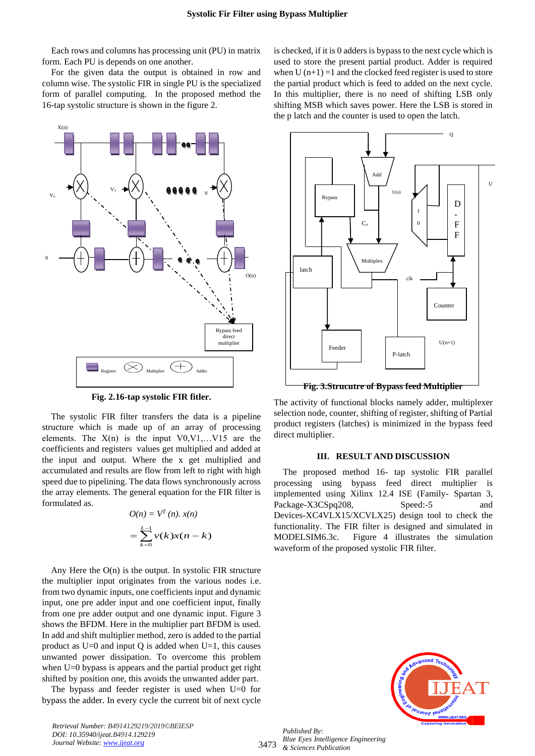Each rows and columns has processing unit (PU) in matrix form. Each PU is depends on one another.

For the given data the output is obtained in row and column wise. The systolic FIR in single PU is the specialized form of parallel computing. In the proposed method the 16-tap systolic structure is shown in the figure 2.

Fig. 2.16-tap systolic FIR fitler.

The systolic FIR filter transfers the data is a pipeline structure which is across an array of processing elements. The X(n) is the input V0,V1,…V15 are the coefficients and registers values get multiplied and added at the input and output. Where the x get multiplied and accumulated and results are flow from left to right with high speed due to pipelining. The data flows synchronously across the array elements. The general equation for the FIR filter is formulated as.

$$O(n) = V^T (n).\ x(n)$$

$$= \sum_{k=0}^{L-1} v(k)x(n-k)$$

Any Here the O(n) is the output. In systolic FIR structure the multiplier input originates from the various nodes i.e. from two dynamic inputs, one coefficients input and dynamic input, one pre adder input and one coefficient input, finally from one pre adder output and one dynamic input. Figure 3 shows the BFDM. Here in the multiplier part BFDM is used. In add and shift multiplier method, zero is added to the partial product as U=0 and input Q is added when U=1, this causes unwanted power dissipation. To overcome this problem when U=0 bypass is appears and the partial product get right shifted by position one, this avoids the unwanted adder part.

The bypass and feeder register is used when U=0 for bypass the adder. In every cycle the current bit of next cycle is checked, if it is 0 adders is bypass to the next cycle which is used to store the present partial product. Adder is required when U (n+1) =1 and the clocked feed register is used to store the partial product which is feed to added on the next cycle. In this multiplier, there is no need of shifting LSB only shifting MSB which saves power. Here the LSB is stored in the p latch and the counter is used to open the latch.

Fig. 3.Strucutre of Bypass feed Multiplier

The activity of functional blocks namely adder, multiplexer selection node, counter, shifting of register, shifting of Partial product registers (latches) is minimized in the bypass feed direct multiplier.

## III. RESULT AND DISCUSSION

The proposed method 16- tap systolic FIR parallel processing using bypass feed direct multiplier is implemented using Xilinx 12.4 ISE (Family- Spartan 3, Package-X3CSpq208, Speed:-5 and Devices-XC4VLX15/XCVLX25) design tool to check the functionality. The FIR filter is designed and simulated in MODELSIM6.3c. Figure 4 illustrates the simulation waveform of the proposed systolic FIR filter.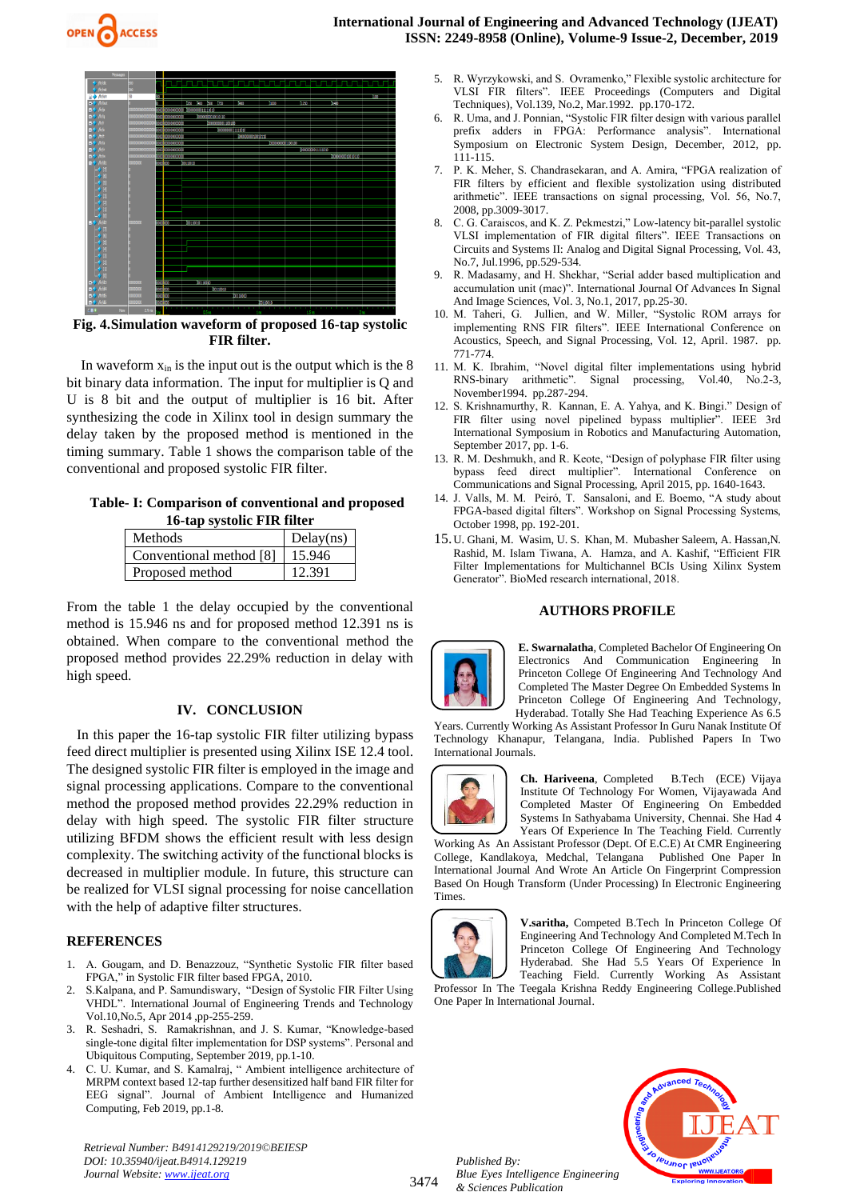Fig. 4.Simulation waveform of proposed 16-tap systolic FIR filter.

In waveform $x_{in}$ is the input out is the output which is the 8 bit binary data information. The input for multiplier is Q and U is 8 bit and the output of multiplier is 16 bit. After synthesizing the code in Xilinx tool in design summary the delay taken by the proposed method is mentioned in the timing summary. Table 1 shows the comparison table of the conventional and proposed systolic FIR filter.

**Table- I: Comparison of conventional and proposed 16-tap systolic FIR filter**

| Methods | Delay(ns) |
|---|---|
| Conventional method [8] | 15.946 |
| Proposed method | 12.391 |

From the table 1 the delay occupied by the conventional method is 15.946 ns and for proposed method 12.391 ns is obtained. When compare to the conventional method the proposed method provides 22.29% reduction in delay with high speed.

## IV. CONCLUSION

In this paper the 16-tap systolic FIR filter utilizing bypass feed direct multiplier is presented using Xilinx ISE 12.4 tool. The designed systolic FIR filter is employed in the image and signal processing applications. Compare to the conventional method the proposed method provides 22.29% reduction in delay with high speed. The systolic FIR filter structure utilizing BFDM shows the efficient result with less design complexity. The switching activity of the functional blocks is decreased in multiplier module. In future, this structure can be realized for VLSI signal processing for noise cancellation with the help of adaptive filter structures.

## REFERENCES

1. A. Gougam, and D. Benazzouz, "Synthetic Systolic FIR filter based FPGA," in Systolic FIR filter based FPGA, 2010.
2. S.Kalpana, and P. Samundiswary, "Design of Systolic FIR Filter Using VHDL". International Journal of Engineering Trends and Technology Vol.10,No.5, Apr 2014 ,pp-255-259.
3. R. Seshadri, S. Ramakrishnan, and J. S. Kumar, "Knowledge-based single-tone digital filter implementation for DSP systems". Personal and Ubiquitous Computing, September 2019, pp.1-10.
4. C. U. Kumar, and S. Kamalraj, " Ambient intelligence architecture of MRPM context based 12-tap further desensitized half band FIR filter for EEG signal". Journal of Ambient Intelligence and Humanized Computing, Feb 2019, pp.1-8.
5. R. Wyrzykowski, and S. Ovramenko," Flexible systolic architecture for VLSI FIR filters". IEEE Proceedings (Computers and Digital Techniques), Vol.139, No.2, Mar.1992. pp.170-172.
6. R. Uma, and J. Ponnian, "Systolic FIR filter design with various parallel prefix adders in FPGA: Performance analysis". International Symposium on Electronic System Design, December, 2012, pp. 111-115.
7. P. K. Meher, S. Chandrasekaran, and A. Amira, "FPGA realization of FIR filters by efficient and flexible systolization using distributed arithmetic". IEEE transactions on signal processing, Vol. 56, No.7, 2008, pp.3009-3017.
8. C. G. Caraiscos, and K. Z. Pekmeszti," Low-latency bit-parallel systolic VLSI implementation of FIR digital filters". IEEE Transactions on Circuits and Systems II: Analog and Digital Signal Processing, Vol. 43, No.7, Jul.1996, pp.529-534.
9. R. Madasamy, and H. Shekhar, "Serial adder based multiplication and accumulation unit (mac)". International Journal Of Advances In Signal And Image Sciences, Vol. 3, No.1, 2017, pp.25-30.
10. M. Taheri, G. Jullien, and W. Miller, "Systolic ROM arrays for implementing RNS FIR filters". IEEE International Conference on Acoustics, Speech, and Signal Processing, Vol. 12, April. 1987. pp. 771-774.
11. M. K. Ibrahim, "Novel digital filter implementations using hybrid RNS-binary arithmetic". Signal processing, Vol.40, No.2-3, November1994. pp.287-294.
12. S. Krishnamurthy, R. Kannan, E. A. Yahya, and K. Bingi." Design of FIR filter using novel pipelined bypass multiplier". IEEE 3rd International Symposium in Robotics and Manufacturing Automation, September 2017, pp. 1-6.
13. R. M. Deshmukh, and R. Keote, "Design of polyphase FIR filter using bypass feed direct multiplier". International Conference on Communications and Signal Processing, April 2015, pp. 1640-1643.
14. J. Valls, M. M. Peiró, T. Sansaloni, and E. Boemo, "A study about FPGA-based digital filters". Workshop on Signal Processing Systems, October 1998, pp. 192-201.
15. U. Ghani, M. Wasim, U. S. Khan, M. Mubasher Saleem, A. Hassan,N. Rashid, M. Islam Tiwana, A. Hamza, and A. Kashif, "Efficient FIR Filter Implementations for Multichannel BCIs Using Xilinx System Generator". BioMed research international, 2018.

## AUTHORS PROFILE

**E. Swarnalatha**, Completed Bachelor Of Engineering On Electronics And Communication Engineering In Princeton College Of Engineering And Technology And Completed The Master Degree On Embedded Systems In Princeton College Of Engineering And Technology, Hyderabad. Totally She Had Teaching Experience As 6.5 Years. Currently Working As Assistant Professor In Guru Nanak Institute Of Technology Khanapur, Telangana, India. Published Papers In Two International Journals.

**Ch. Hariveena**, Completed B.Tech (ECE) Vijaya Institute Of Technology For Women, Vijayawada And Completed Master Of Engineering On Embedded Systems In Sathyabama University, Chennai. She Had 4 Years Of Experience In The Teaching Field. Currently Working As An Assistant Professor (Dept. Of E.C.E) At CMR Engineering College, Kandlakoya, Medchal, Telangana Published One Paper In International Journal And Wrote An Article On Fingerprint Compression Based On Hough Transform (Under Processing) In Electronic Engineering Times.

**V.saritha,** Competed B.Tech In Princeton College Of Engineering And Technology And Completed M.Tech In Princeton College Of Engineering And Technology Hyderabad. She Had 5.5 Years Of Experience In Teaching Field. Currently Working As Assistant Professor In The Teegala Krishna Reddy Engineering College.Published One Paper In International Journal.